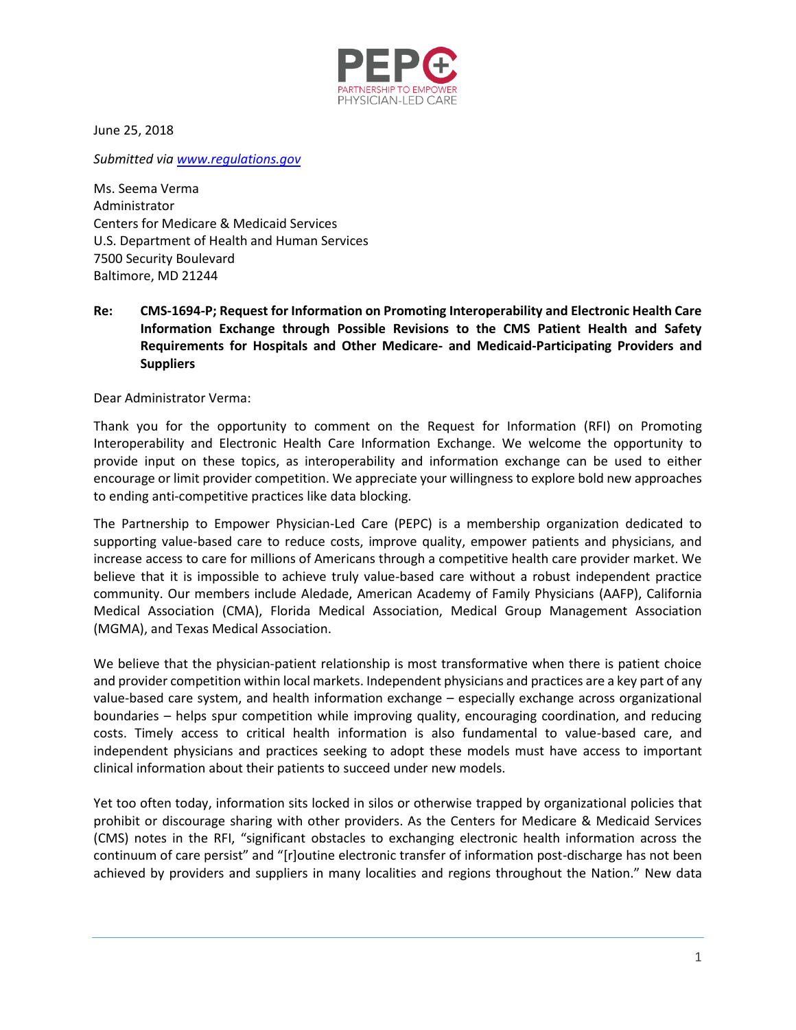PEPC
PARTNERSHIP TO EMPOWER
PHYSICIAN-LED CARE

June 25, 2018

*Submitted via [www.regulations.gov](http://www.regulations.gov)*

Ms. Seema Verma
Administrator
Centers for Medicare & Medicaid Services
U.S. Department of Health and Human Services
7500 Security Boulevard
Baltimore, MD 21244

**Re: CMS-1694-P; Request for Information on Promoting Interoperability and Electronic Health Care Information Exchange through Possible Revisions to the CMS Patient Health and Safety Requirements for Hospitals and Other Medicare- and Medicaid-Participating Providers and Suppliers**

Dear Administrator Verma:

Thank you for the opportunity to comment on the Request for Information (RFI) on Promoting Interoperability and Electronic Health Care Information Exchange. We welcome the opportunity to provide input on these topics, as interoperability and information exchange can be used to either encourage or limit provider competition. We appreciate your willingness to explore bold new approaches to ending anti-competitive practices like data blocking.

The Partnership to Empower Physician-Led Care (PEPC) is a membership organization dedicated to supporting value-based care to reduce costs, improve quality, empower patients and physicians, and increase access to care for millions of Americans through a competitive health care provider market. We believe that it is impossible to achieve truly value-based care without a robust independent practice community. Our members include Aledade, American Academy of Family Physicians (AAFP), California Medical Association (CMA), Florida Medical Association, Medical Group Management Association (MGMA), and Texas Medical Association.

We believe that the physician-patient relationship is most transformative when there is patient choice and provider competition within local markets. Independent physicians and practices are a key part of any value-based care system, and health information exchange – especially exchange across organizational boundaries – helps spur competition while improving quality, encouraging coordination, and reducing costs. Timely access to critical health information is also fundamental to value-based care, and independent physicians and practices seeking to adopt these models must have access to important clinical information about their patients to succeed under new models.

Yet too often today, information sits locked in silos or otherwise trapped by organizational policies that prohibit or discourage sharing with other providers. As the Centers for Medicare & Medicaid Services (CMS) notes in the RFI, "significant obstacles to exchanging electronic health information across the continuum of care persist" and "[r]outine electronic transfer of information post-discharge has not been achieved by providers and suppliers in many localities and regions throughout the Nation." New data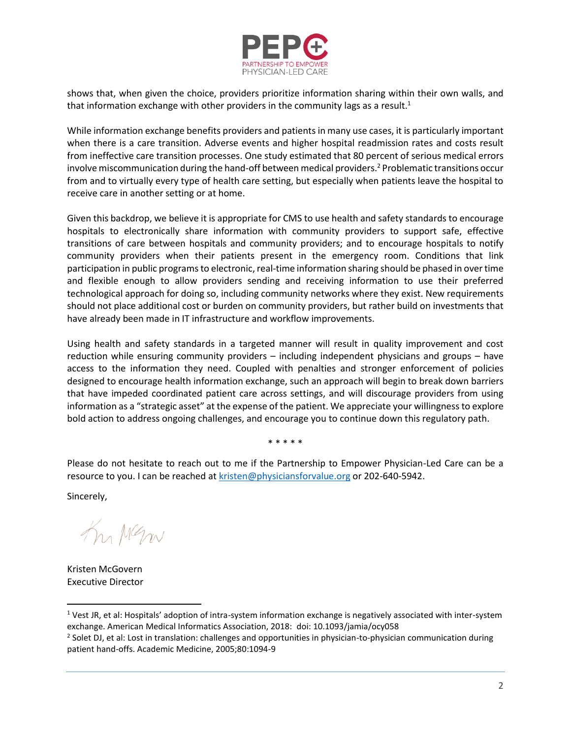shows that, when given the choice, providers prioritize information sharing within their own walls, and that information exchange with other providers in the community lags as a result.[1]

While information exchange benefits providers and patients in many use cases, it is particularly important when there is a care transition. Adverse events and higher hospital readmission rates and costs result from ineffective care transition processes. One study estimated that 80 percent of serious medical errors involve miscommunication during the hand-off between medical providers.[2] Problematic transitions occur from and to virtually every type of health care setting, but especially when patients leave the hospital to receive care in another setting or at home.

Given this backdrop, we believe it is appropriate for CMS to use health and safety standards to encourage hospitals to electronically share information with community providers to support safe, effective transitions of care between hospitals and community providers; and to encourage hospitals to notify community providers when their patients present in the emergency room. Conditions that link participation in public programs to electronic, real-time information sharing should be phased in over time and flexible enough to allow providers sending and receiving information to use their preferred technological approach for doing so, including community networks where they exist. New requirements should not place additional cost or burden on community providers, but rather build on investments that have already been made in IT infrastructure and workflow improvements.

Using health and safety standards in a targeted manner will result in quality improvement and cost reduction while ensuring community providers – including independent physicians and groups – have access to the information they need. Coupled with penalties and stronger enforcement of policies designed to encourage health information exchange, such an approach will begin to break down barriers that have impeded coordinated patient care across settings, and will discourage providers from using information as a "strategic asset" at the expense of the patient. We appreciate your willingness to explore bold action to address ongoing challenges, and encourage you to continue down this regulatory path.

\* \* \* \* \*

Please do not hesitate to reach out to me if the Partnership to Empower Physician-Led Care can be a resource to you. I can be reached at kristen@physiciansforvalue.org or 202-640-5942.

Sincerely,

Kristen McGovern
Executive Director

---

[1] Vest JR, et al: Hospitals' adoption of intra-system information exchange is negatively associated with inter-system exchange. American Medical Informatics Association, 2018: doi: 10.1093/jamia/ocy058

[2] Solet DJ, et al: Lost in translation: challenges and opportunities in physician-to-physician communication during patient hand-offs. Academic Medicine, 2005;80:1094-9